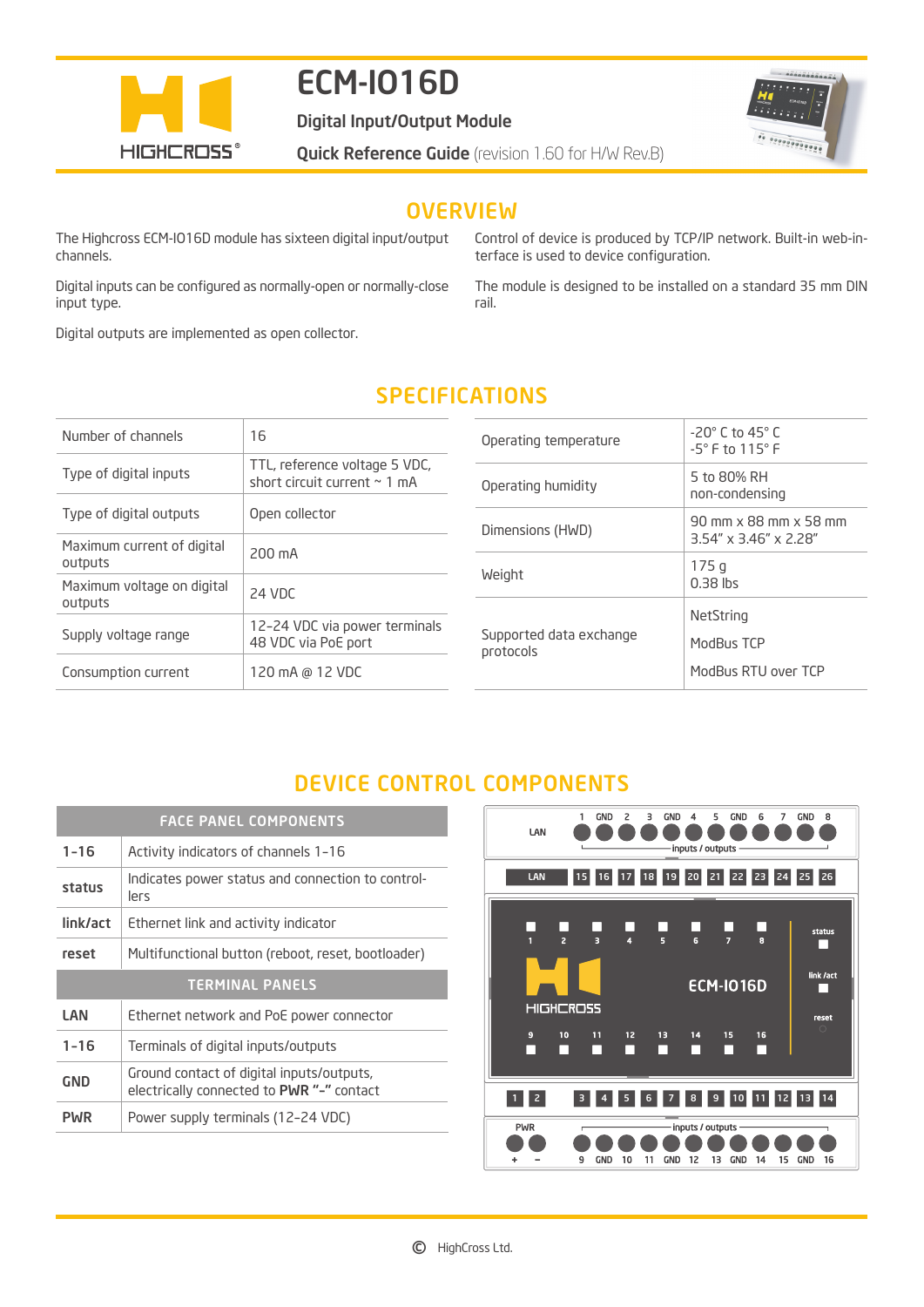# ECM-IO16D

## Digital Input/Output Module

**Quick Reference Guide** (revision 1.60 for H/W Rev.B)

## OVERVIEW

The Highcross ECM-IO16D module has sixteen digital input/output channels.

Digital inputs can be configured as normally-open or normally-close input type.

Digital outputs are implemented as open collector.

Control of device is produced by TCP/IP network. Built-in web-interface is used to device configuration.

The module is designed to be installed on a standard 35 mm DIN rail.

## SPECIFICATIONS

| | |
|---|---|
| Number of channels | 16 |
| Type of digital inputs | TTL, reference voltage 5 VDC, short circuit current ~ 1 mA |
| Type of digital outputs | Open collector |
| Maximum current of digital outputs | 200 mA |
| Maximum voltage on digital outputs | 24 VDC |
| Supply voltage range | 12-24 VDC via power terminals<br>48 VDC via PoE port |
| Consumption current | 120 mA @ 12 VDC |

| | |
|---|---|
| Operating temperature | -20° C to 45° C<br>-5° F to 115° F |
| Operating humidity | 5 to 80% RH<br>non-condensing |
| Dimensions (HWD) | 90 mm x 88 mm x 58 mm<br>3.54" x 3.46" x 2.28" |
| Weight | 175 g<br>0.38 lbs |
| Supported data exchange protocols | NetString<br>ModBus TCP<br>ModBus RTU over TCP |

## DEVICE CONTROL COMPONENTS

| FACE PANEL COMPONENTS | |
|---|---|
| **1-16** | Activity indicators of channels 1-16 |
| **status** | Indicates power status and connection to controllers |
| **link/act** | Ethernet link and activity indicator |
| **reset** | Multifunctional button (reboot, reset, bootloader) |
| **TERMINAL PANELS** | |
| **LAN** | Ethernet network and PoE power connector |
| **1-16** | Terminals of digital inputs/outputs |
| **GND** | Ground contact of digital inputs/outputs, electrically connected to **PWR "–"** contact |
| **PWR** | Power supply terminals (12-24 VDC) |

© HighCross Ltd.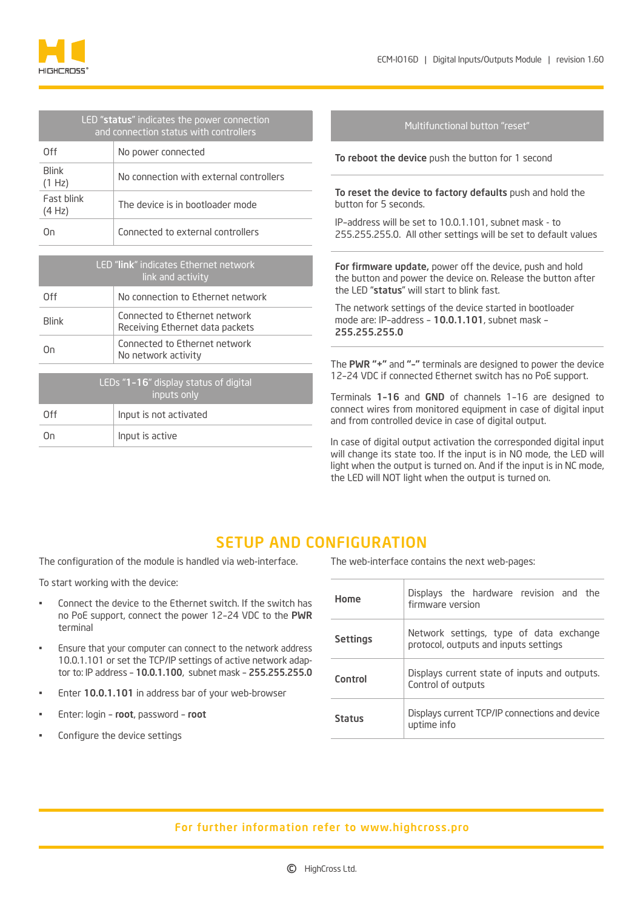| LED "**status**" indicates the power connection and connection status with controllers | |
|---|---|
| Off | No power connected |
| Blink (1 Hz) | No connection with external controllers |
| Fast blink (4 Hz) | The device is in bootloader mode |
| On | Connected to external controllers |

| LED "**link**" indicates Ethernet network link and activity | |
|---|---|
| Off | No connection to Ethernet network |
| Blink | Connected to Ethernet network<br>Receiving Ethernet data packets |
| On | Connected to Ethernet network<br>No network activity |

| LEDs "**1-16**" display status of digital inputs only | |
|---|---|
| Off | Input is not activated |
| On | Input is active |

| Multifunctional button "reset" |
|---|
| **To reboot the device** push the button for 1 second |
| **To reset the device to factory defaults** push and hold the button for 5 seconds.<br>IP-address will be set to 10.0.1.101, subnet mask - to 255.255.255.0. All other settings will be set to default values |
| **For firmware update,** power off the device, push and hold the button and power the device on. Release the button after the LED "**status**" will start to blink fast.<br>The network settings of the device started in bootloader mode are: IP-address – **10.0.1.101**, subnet mask – **255.255.255.0** |

The **PWR "+"** and **"-"** terminals are designed to power the device 12-24 VDC if connected Ethernet switch has no PoE support.

Terminals **1-16** and **GND** of channels 1-16 are designed to connect wires from monitored equipment in case of digital input and from controlled device in case of digital output.

In case of digital output activation the corresponded digital input will change its state too. If the input is in NO mode, the LED will light when the output is turned on. And if the input is in NC mode, the LED will NOT light when the output is turned on.

## SETUP AND CONFIGURATION

The configuration of the module is handled via web-interface.

To start working with the device:

- Connect the device to the Ethernet switch. If the switch has no PoE support, connect the power 12-24 VDC to the **PWR** terminal
- Ensure that your computer can connect to the network address 10.0.1.101 or set the TCP/IP settings of active network adaptor to: IP address – **10.0.1.100**, subnet mask – **255.255.255.0**
- Enter **10.0.1.101** in address bar of your web-browser
- Enter: login – **root**, password – **root**
- Configure the device settings

The web-interface contains the next web-pages:

| | |
|---|---|
| **Home** | Displays the hardware revision and the firmware version |
| **Settings** | Network settings, type of data exchange protocol, outputs and inputs settings |
| **Control** | Displays current state of inputs and outputs. Control of outputs |
| **Status** | Displays current TCP/IP connections and device uptime info |

For further information refer to www.highcross.pro

© HighCross Ltd.